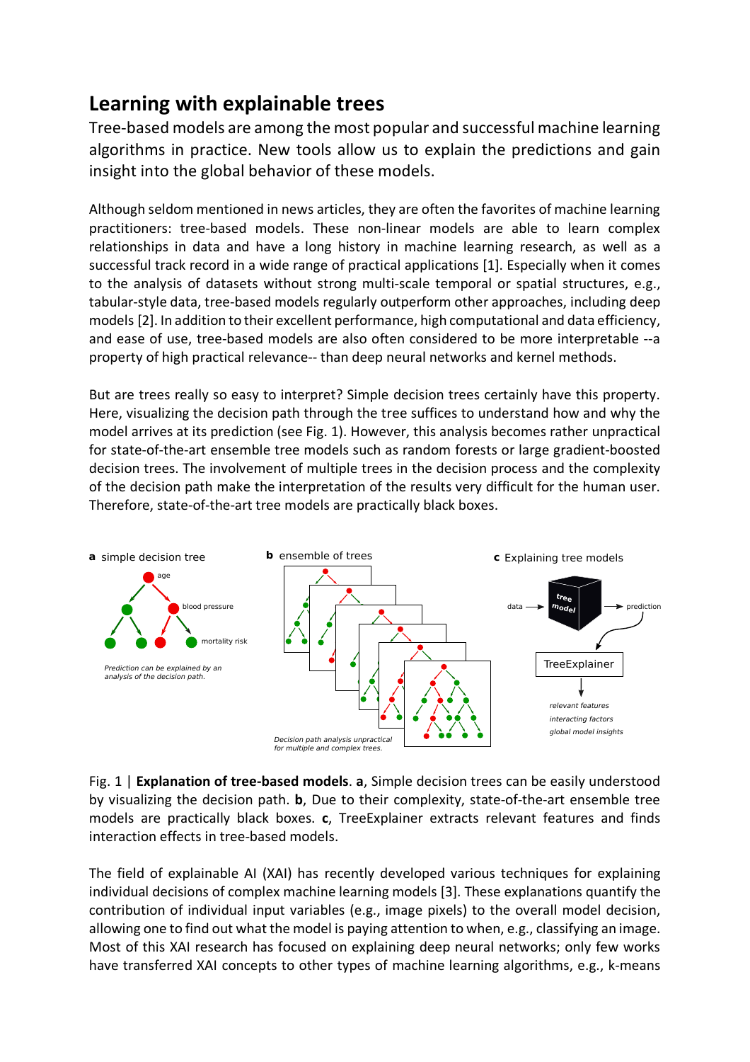# Learning with explainable trees

Tree-based models are among the most popular and successful machine learning algorithms in practice. New tools allow us to explain the predictions and gain insight into the global behavior of these models.

Although seldom mentioned in news articles, they are often the favorites of machine learning practitioners: tree-based models. These non-linear models are able to learn complex relationships in data and have a long history in machine learning research, as well as a successful track record in a wide range of practical applications [1]. Especially when it comes to the analysis of datasets without strong multi-scale temporal or spatial structures, e.g., tabular-style data, tree-based models regularly outperform other approaches, including deep models [2]. In addition to their excellent performance, high computational and data efficiency, and ease of use, tree-based models are also often considered to be more interpretable --a property of high practical relevance-- than deep neural networks and kernel methods.

But are trees really so easy to interpret? Simple decision trees certainly have this property. Here, visualizing the decision path through the tree suffices to understand how and why the model arrives at its prediction (see Fig. 1). However, this analysis becomes rather unpractical for state-of-the-art ensemble tree models such as random forests or large gradient-boosted decision trees. The involvement of multiple trees in the decision process and the complexity of the decision path make the interpretation of the results very difficult for the human user. Therefore, state-of-the-art tree models are practically black boxes.

Fig. 1 | **Explanation of tree-based models**. **a**, Simple decision trees can be easily understood by visualizing the decision path. **b**, Due to their complexity, state-of-the-art ensemble tree models are practically black boxes. **c**, TreeExplainer extracts relevant features and finds interaction effects in tree-based models.

The field of explainable AI (XAI) has recently developed various techniques for explaining individual decisions of complex machine learning models [3]. These explanations quantify the contribution of individual input variables (e.g., image pixels) to the overall model decision, allowing one to find out what the model is paying attention to when, e.g., classifying an image. Most of this XAI research has focused on explaining deep neural networks; only few works have transferred XAI concepts to other types of machine learning algorithms, e.g., k-means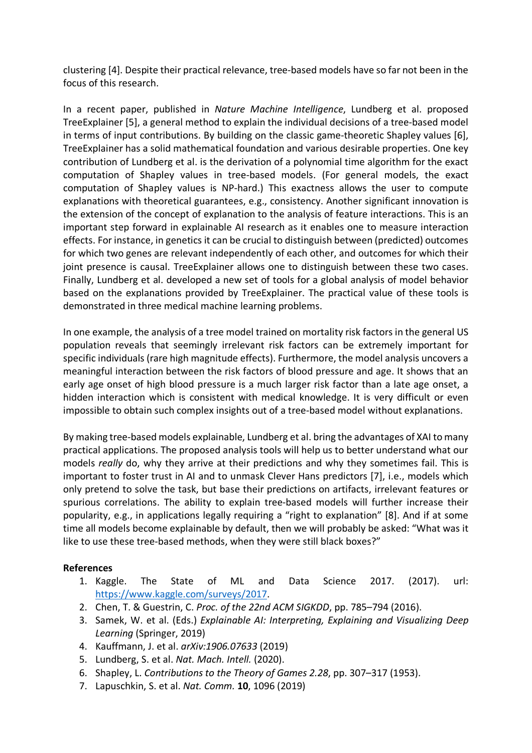clustering [4]. Despite their practical relevance, tree-based models have so far not been in the focus of this research.

In a recent paper, published in *Nature Machine Intelligence*, Lundberg et al. proposed TreeExplainer [5], a general method to explain the individual decisions of a tree-based model in terms of input contributions. By building on the classic game-theoretic Shapley values [6], TreeExplainer has a solid mathematical foundation and various desirable properties. One key contribution of Lundberg et al. is the derivation of a polynomial time algorithm for the exact computation of Shapley values in tree-based models. (For general models, the exact computation of Shapley values is NP-hard.) This exactness allows the user to compute explanations with theoretical guarantees, e.g., consistency. Another significant innovation is the extension of the concept of explanation to the analysis of feature interactions. This is an important step forward in explainable AI research as it enables one to measure interaction effects. For instance, in genetics it can be crucial to distinguish between (predicted) outcomes for which two genes are relevant independently of each other, and outcomes for which their joint presence is causal. TreeExplainer allows one to distinguish between these two cases. Finally, Lundberg et al. developed a new set of tools for a global analysis of model behavior based on the explanations provided by TreeExplainer. The practical value of these tools is demonstrated in three medical machine learning problems.

In one example, the analysis of a tree model trained on mortality risk factors in the general US population reveals that seemingly irrelevant risk factors can be extremely important for specific individuals (rare high magnitude effects). Furthermore, the model analysis uncovers a meaningful interaction between the risk factors of blood pressure and age. It shows that an early age onset of high blood pressure is a much larger risk factor than a late age onset, a hidden interaction which is consistent with medical knowledge. It is very difficult or even impossible to obtain such complex insights out of a tree-based model without explanations.

By making tree-based models explainable, Lundberg et al. bring the advantages of XAI to many practical applications. The proposed analysis tools will help us to better understand what our models *really* do, why they arrive at their predictions and why they sometimes fail. This is important to foster trust in AI and to unmask Clever Hans predictors [7], i.e., models which only pretend to solve the task, but base their predictions on artifacts, irrelevant features or spurious correlations. The ability to explain tree-based models will further increase their popularity, e.g., in applications legally requiring a "right to explanation" [8]. And if at some time all models become explainable by default, then we will probably be asked: "What was it like to use these tree-based methods, when they were still black boxes?"

**References**

1. Kaggle. The State of ML and Data Science 2017. (2017). url: https://www.kaggle.com/surveys/2017.
2. Chen, T. & Guestrin, C. *Proc. of the 22nd ACM SIGKDD*, pp. 785–794 (2016).
3. Samek, W. et al. (Eds.) *Explainable AI: Interpreting, Explaining and Visualizing Deep Learning* (Springer, 2019)
4. Kauffmann, J. et al. *arXiv:1906.07633* (2019)
5. Lundberg, S. et al. *Nat. Mach. Intell.* (2020).
6. Shapley, L. *Contributions to the Theory of Games 2.28*, pp. 307–317 (1953).
7. Lapuschkin, S. et al. *Nat. Comm.* **10**, 1096 (2019)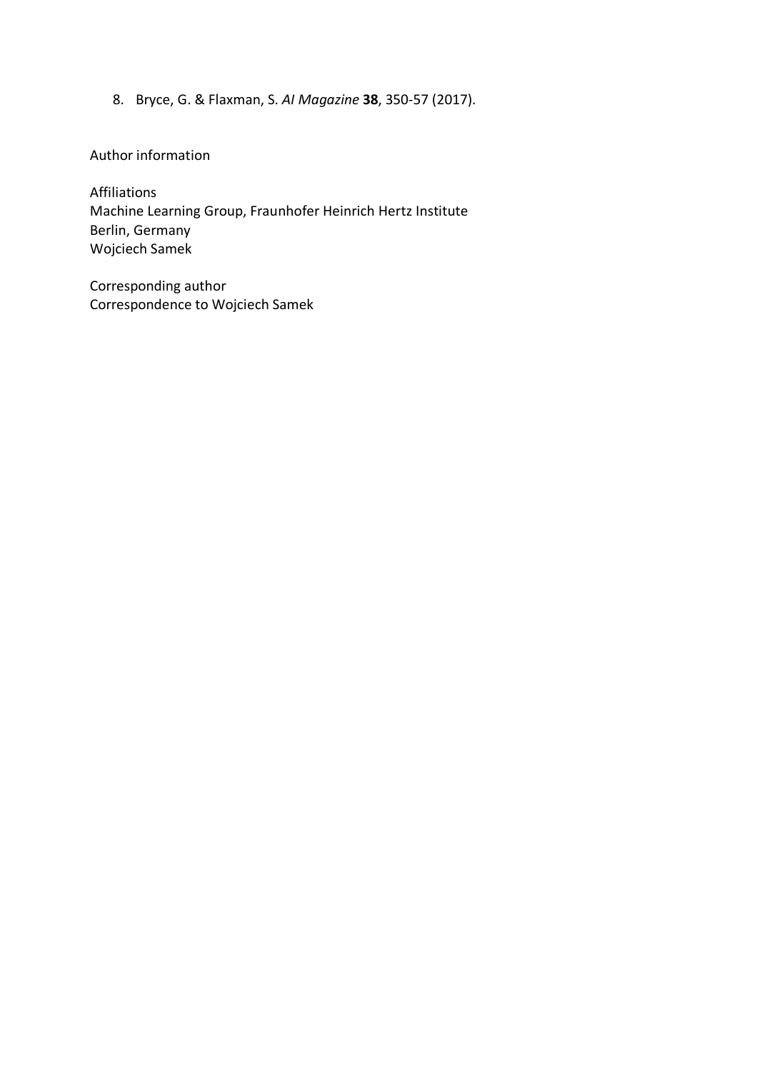8. Bryce, G. & Flaxman, S. *AI Magazine* **38**, 350-57 (2017).

Author information

Affiliations
Machine Learning Group, Fraunhofer Heinrich Hertz Institute
Berlin, Germany
Wojciech Samek

Corresponding author
Correspondence to Wojciech Samek